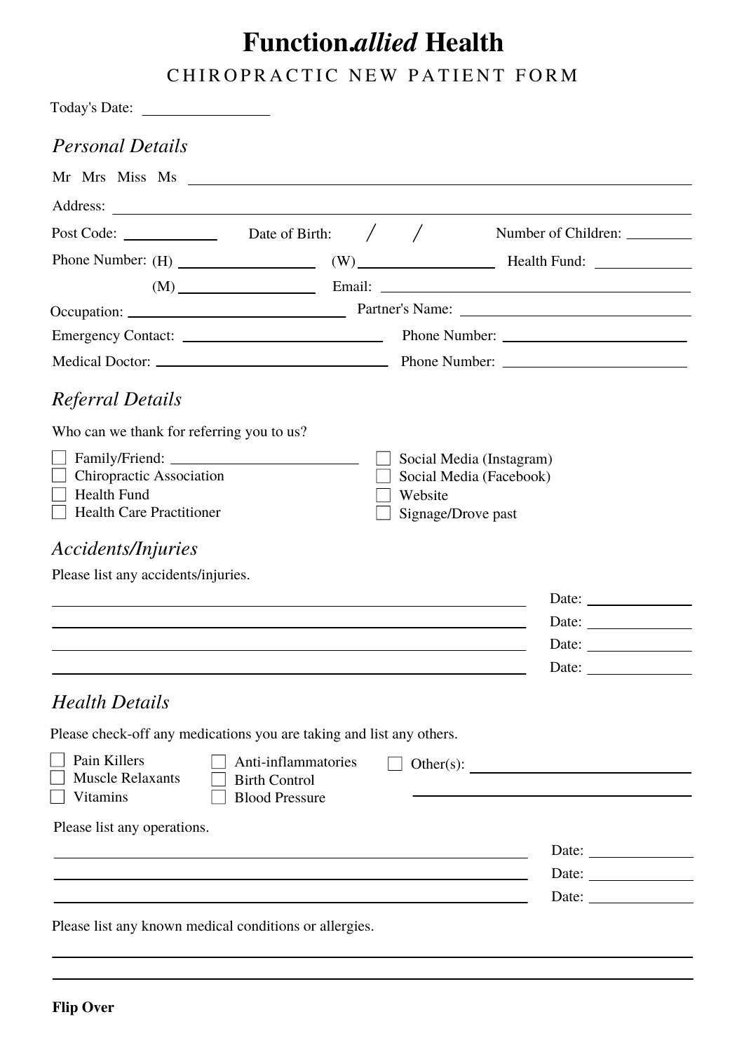# Function*allied* Health

## CHIROPRACTIC NEW PATIENT FORM

Today's Date: ________________

### *Personal Details*

Mr Mrs Miss Ms ______________________________________________

Address: ______________________________________________

Post Code: ____________ Date of Birth: / / Number of Children: ________

Phone Number: (H) ________________ (W) ________________ Health Fund: ____________

(M) ________________ Email: ______________________________

Occupation: ______________________ Partner's Name: ______________________

Emergency Contact: ______________________ Phone Number: ______________________

Medical Doctor: ______________________ Phone Number: ______________________

### *Referral Details*

Who can we thank for referring you to us?

- ☐ Family/Friend: ______________________
- ☐ Chiropractic Association
- ☐ Health Fund
- ☐ Health Care Practitioner
- ☐ Social Media (Instagram)
- ☐ Social Media (Facebook)
- ☐ Website
- ☐ Signage/Drove past

### *Accidents/Injuries*

Please list any accidents/injuries.

______________________________________________ Date: ____________

______________________________________________ Date: ____________

______________________________________________ Date: ____________

______________________________________________ Date: ____________

### *Health Details*

Please check-off any medications you are taking and list any others.

- ☐ Pain Killers
- ☐ Muscle Relaxants
- ☐ Vitamins
- ☐ Anti-inflammatories
- ☐ Birth Control
- ☐ Blood Pressure
- ☐ Other(s): ______________________

Please list any operations.

______________________________________________ Date: ____________

______________________________________________ Date: ____________

______________________________________________ Date: ____________

Please list any known medical conditions or allergies.

______________________________________________

______________________________________________

**Flip Over**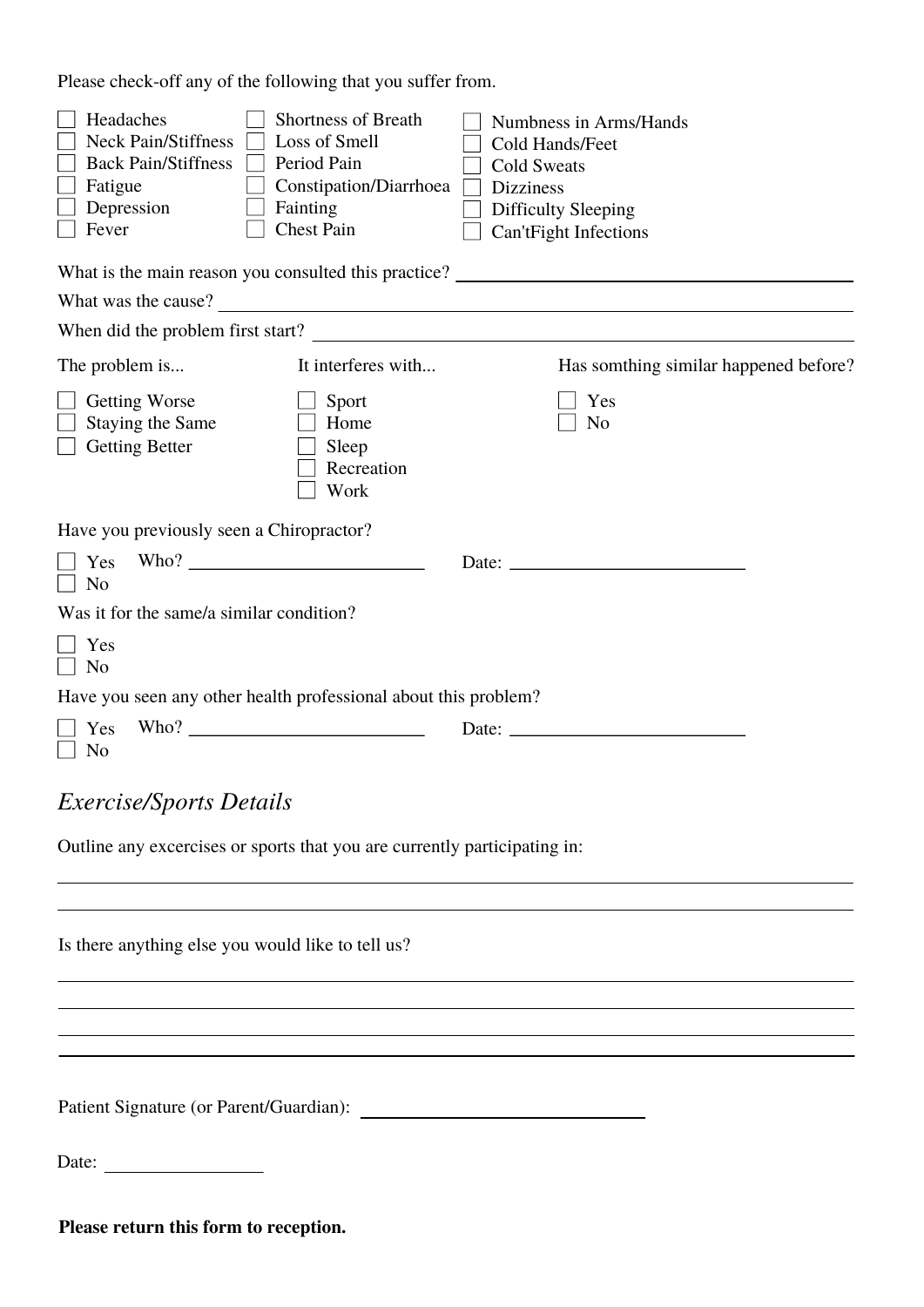Please check-off any of the following that you suffer from.

| | | |
|---|---|---|
| ☐ Headaches | ☐ Shortness of Breath | ☐ Numbness in Arms/Hands |
| ☐ Neck Pain/Stiffness | ☐ Loss of Smell | ☐ Cold Hands/Feet |
| ☐ Back Pain/Stiffness | ☐ Period Pain | ☐ Cold Sweats |
| ☐ Fatigue | ☐ Constipation/Diarrhoea | ☐ Dizziness |
| ☐ Depression | ☐ Fainting | ☐ Difficulty Sleeping |
| ☐ Fever | ☐ Chest Pain | ☐ Can'tFight Infections |

What is the main reason you consulted this practice? ______________________________

What was the cause? ______________________________

When did the problem first start? ______________________________

| The problem is... | It interferes with... | Has somthing similar happened before? |
|---|---|---|
| ☐ Getting Worse | ☐ Sport | ☐ Yes |
| ☐ Staying the Same | ☐ Home | ☐ No |
| ☐ Getting Better | ☐ Sleep | |
| | ☐ Recreation | |
| | ☐ Work | |

Have you previously seen a Chiropractor?

☐ Yes Who? ____________________ Date: ____________________
☐ No

Was it for the same/a similar condition?

☐ Yes
☐ No

Have you seen any other health professional about this problem?

☐ Yes Who? ____________________ Date: ____________________
☐ No

## *Exercise/Sports Details*

Outline any excercises or sports that you are currently participating in:

______________________________

______________________________

Is there anything else you would like to tell us?

______________________________

______________________________

______________________________

______________________________

Patient Signature (or Parent/Guardian): ____________________

Date: ______________

**Please return this form to reception.**